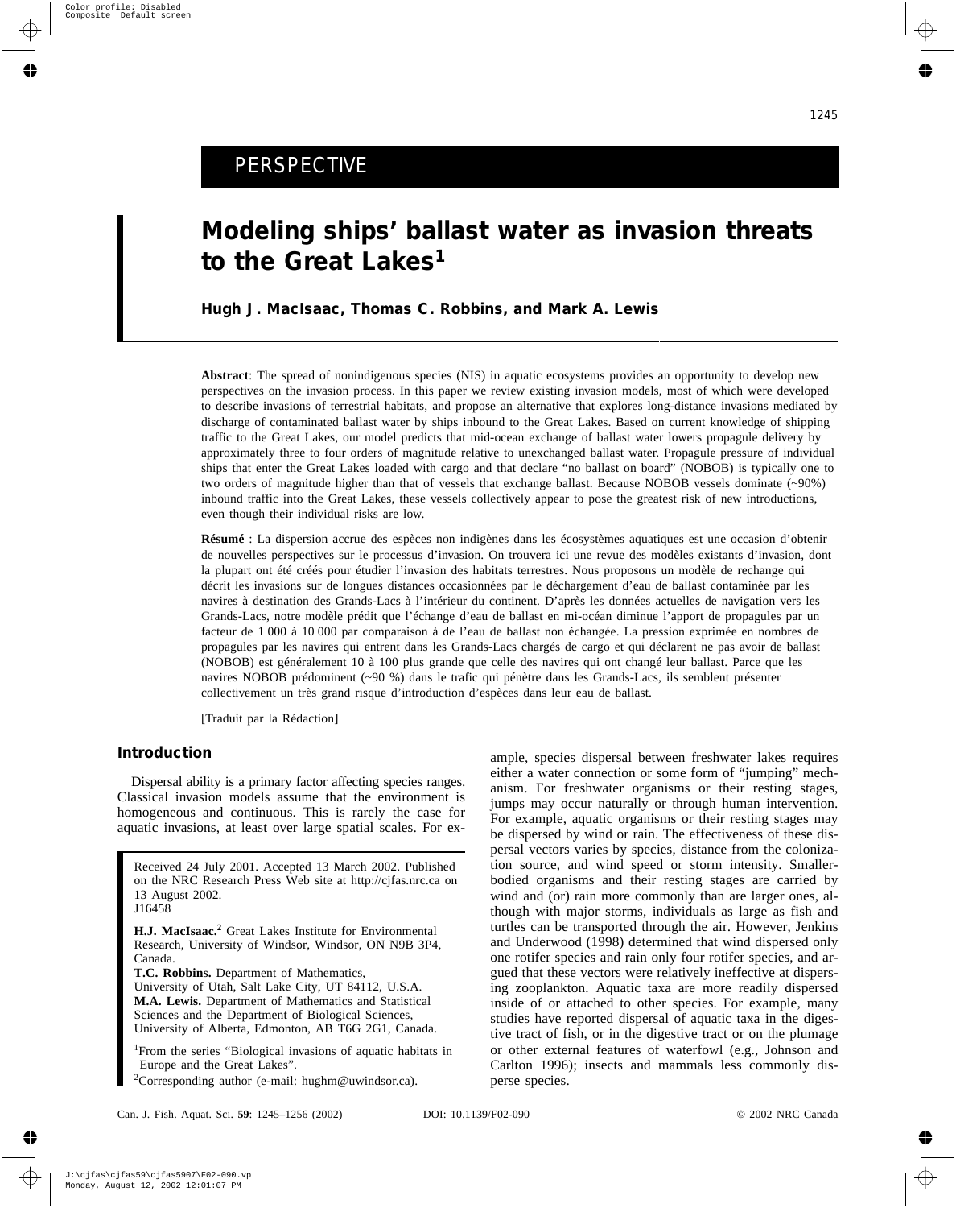PERSPECTIVE

# Modeling ships' ballast water as invasion threats to the Great Lakes[1]

**Hugh J. MacIsaac, Thomas C. Robbins, and Mark A. Lewis**

**Abstract**: The spread of nonindigenous species (NIS) in aquatic ecosystems provides an opportunity to develop new perspectives on the invasion process. In this paper we review existing invasion models, most of which were developed to describe invasions of terrestrial habitats, and propose an alternative that explores long-distance invasions mediated by discharge of contaminated ballast water by ships inbound to the Great Lakes. Based on current knowledge of shipping traffic to the Great Lakes, our model predicts that mid-ocean exchange of ballast water lowers propagule delivery by approximately three to four orders of magnitude relative to unexchanged ballast water. Propagule pressure of individual ships that enter the Great Lakes loaded with cargo and that declare "no ballast on board" (NOBOB) is typically one to two orders of magnitude higher than that of vessels that exchange ballast. Because NOBOB vessels dominate (~90%) inbound traffic into the Great Lakes, these vessels collectively appear to pose the greatest risk of new introductions, even though their individual risks are low.

**Résumé** : La dispersion accrue des espèces non indigènes dans les écosystèmes aquatiques est une occasion d'obtenir de nouvelles perspectives sur le processus d'invasion. On trouvera ici une revue des modèles existants d'invasion, dont la plupart ont été créés pour étudier l'invasion des habitats terrestres. Nous proposons un modèle de rechange qui décrit les invasions sur de longues distances occasionnées par le déchargement d'eau de ballast contaminée par les navires à destination des Grands-Lacs à l'intérieur du continent. D'après les données actuelles de navigation vers les Grands-Lacs, notre modèle prédit que l'échange d'eau de ballast en mi-océan diminue l'apport de propagules par un facteur de 1 000 à 10 000 par comparaison à de l'eau de ballast non échangée. La pression exprimée en nombres de propagules par les navires qui entrent dans les Grands-Lacs chargés de cargo et qui déclarent ne pas avoir de ballast (NOBOB) est généralement 10 à 100 plus grande que celle des navires qui ont changé leur ballast. Parce que les navires NOBOB prédominent (~90 %) dans le trafic qui pénètre dans les Grands-Lacs, ils semblent présenter collectivement un très grand risque d'introduction d'espèces dans leur eau de ballast.

[Traduit par la Rédaction]

## Introduction

Dispersal ability is a primary factor affecting species ranges. Classical invasion models assume that the environment is homogeneous and continuous. This is rarely the case for aquatic invasions, at least over large spatial scales. For example, species dispersal between freshwater lakes requires either a water connection or some form of "jumping" mechanism. For freshwater organisms or their resting stages, jumps may occur naturally or through human intervention. For example, aquatic organisms or their resting stages may be dispersed by wind or rain. The effectiveness of these dispersal vectors varies by species, distance from the colonization source, and wind speed or storm intensity. Smaller-bodied organisms and their resting stages are carried by wind and (or) rain more commonly than are larger ones, although with major storms, individuals as large as fish and turtles can be transported through the air. However, Jenkins and Underwood (1998) determined that wind dispersed only one rotifer species and rain only four rotifer species, and argued that these vectors were relatively ineffective at dispersing zooplankton. Aquatic taxa are more readily dispersed inside of or attached to other species. For example, many studies have reported dispersal of aquatic taxa in the digestive tract of fish, or in the digestive tract or on the plumage or other external features of waterfowl (e.g., Johnson and Carlton 1996); insects and mammals less commonly disperse species.

Received 24 July 2001. Accepted 13 March 2002. Published on the NRC Research Press Web site at http://cjfas.nrc.ca on 13 August 2002.
J16458

**H.J. MacIsaac.**[2] Great Lakes Institute for Environmental Research, University of Windsor, Windsor, ON N9B 3P4, Canada.
**T.C. Robbins.** Department of Mathematics, University of Utah, Salt Lake City, UT 84112, U.S.A.
**M.A. Lewis.** Department of Mathematics and Statistical Sciences and the Department of Biological Sciences, University of Alberta, Edmonton, AB T6G 2G1, Canada.

[1]From the series "Biological invasions of aquatic habitats in Europe and the Great Lakes".
[2]Corresponding author (e-mail: hughm@uwindsor.ca).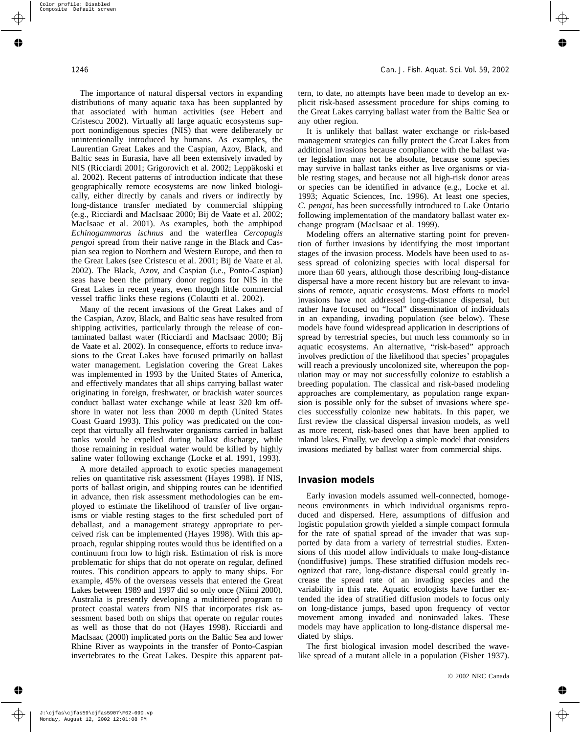The importance of natural dispersal vectors in expanding distributions of many aquatic taxa has been supplanted by that associated with human activities (see Hebert and Cristescu 2002). Virtually all large aquatic ecosystems support nonindigenous species (NIS) that were deliberately or unintentionally introduced by humans. As examples, the Laurentian Great Lakes and the Caspian, Azov, Black, and Baltic seas in Eurasia, have all been extensively invaded by NIS (Ricciardi 2001; Grigorovich et al. 2002; Leppäkoski et al. 2002). Recent patterns of introduction indicate that these geographically remote ecosystems are now linked biologically, either directly by canals and rivers or indirectly by long-distance transfer mediated by commercial shipping (e.g., Ricciardi and MacIsaac 2000; Bij de Vaate et al. 2002; MacIsaac et al. 2001). As examples, both the amphipod *Echinogammarus ischnus* and the waterflea *Cercopagis pengoi* spread from their native range in the Black and Caspian sea region to Northern and Western Europe, and then to the Great Lakes (see Cristescu et al. 2001; Bij de Vaate et al. 2002). The Black, Azov, and Caspian (i.e., Ponto-Caspian) seas have been the primary donor regions for NIS in the Great Lakes in recent years, even though little commercial vessel traffic links these regions (Colautti et al. 2002).

Many of the recent invasions of the Great Lakes and of the Caspian, Azov, Black, and Baltic seas have resulted from shipping activities, particularly through the release of contaminated ballast water (Ricciardi and MacIsaac 2000; Bij de Vaate et al. 2002). In consequence, efforts to reduce invasions to the Great Lakes have focused primarily on ballast water management. Legislation covering the Great Lakes was implemented in 1993 by the United States of America, and effectively mandates that all ships carrying ballast water originating in foreign, freshwater, or brackish water sources conduct ballast water exchange while at least 320 km offshore in water not less than 2000 m depth (United States Coast Guard 1993). This policy was predicated on the concept that virtually all freshwater organisms carried in ballast tanks would be expelled during ballast discharge, while those remaining in residual water would be killed by highly saline water following exchange (Locke et al. 1991, 1993).

A more detailed approach to exotic species management relies on quantitative risk assessment (Hayes 1998). If NIS, ports of ballast origin, and shipping routes can be identified in advance, then risk assessment methodologies can be employed to estimate the likelihood of transfer of live organisms or viable resting stages to the first scheduled port of deballast, and a management strategy appropriate to perceived risk can be implemented (Hayes 1998). With this approach, regular shipping routes would thus be identified on a continuum from low to high risk. Estimation of risk is more problematic for ships that do not operate on regular, defined routes. This condition appears to apply to many ships. For example, 45% of the overseas vessels that entered the Great Lakes between 1989 and 1997 did so only once (Niimi 2000). Australia is presently developing a multitiered program to protect coastal waters from NIS that incorporates risk assessment based both on ships that operate on regular routes as well as those that do not (Hayes 1998). Ricciardi and MacIsaac (2000) implicated ports on the Baltic Sea and lower Rhine River as waypoints in the transfer of Ponto-Caspian invertebrates to the Great Lakes. Despite this apparent pattern, to date, no attempts have been made to develop an explicit risk-based assessment procedure for ships coming to the Great Lakes carrying ballast water from the Baltic Sea or any other region.

It is unlikely that ballast water exchange or risk-based management strategies can fully protect the Great Lakes from additional invasions because compliance with the ballast water legislation may not be absolute, because some species may survive in ballast tanks either as live organisms or viable resting stages, and because not all high-risk donor areas or species can be identified in advance (e.g., Locke et al. 1993; Aquatic Sciences, Inc. 1996). At least one species, *C. pengoi*, has been successfully introduced to Lake Ontario following implementation of the mandatory ballast water exchange program (MacIsaac et al. 1999).

Modeling offers an alternative starting point for prevention of further invasions by identifying the most important stages of the invasion process. Models have been used to assess spread of colonizing species with local dispersal for more than 60 years, although those describing long-distance dispersal have a more recent history but are relevant to invasions of remote, aquatic ecosystems. Most efforts to model invasions have not addressed long-distance dispersal, but rather have focused on "local" dissemination of individuals in an expanding, invading population (see below). These models have found widespread application in descriptions of spread by terrestrial species, but much less commonly so in aquatic ecosystems. An alternative, "risk-based" approach involves prediction of the likelihood that species' propagules will reach a previously uncolonized site, whereupon the population may or may not successfully colonize to establish a breeding population. The classical and risk-based modeling approaches are complementary, as population range expansion is possible only for the subset of invasions where species successfully colonize new habitats. In this paper, we first review the classical dispersal invasion models, as well as more recent, risk-based ones that have been applied to inland lakes. Finally, we develop a simple model that considers invasions mediated by ballast water from commercial ships.

## Invasion models

Early invasion models assumed well-connected, homogeneous environments in which individual organisms reproduced and dispersed. Here, assumptions of diffusion and logistic population growth yielded a simple compact formula for the rate of spatial spread of the invader that was supported by data from a variety of terrestrial studies. Extensions of this model allow individuals to make long-distance (nondiffusive) jumps. These stratified diffusion models recognized that rare, long-distance dispersal could greatly increase the spread rate of an invading species and the variability in this rate. Aquatic ecologists have further extended the idea of stratified diffusion models to focus only on long-distance jumps, based upon frequency of vector movement among invaded and noninvaded lakes. These models may have application to long-distance dispersal mediated by ships.

The first biological invasion model described the wave-like spread of a mutant allele in a population (Fisher 1937).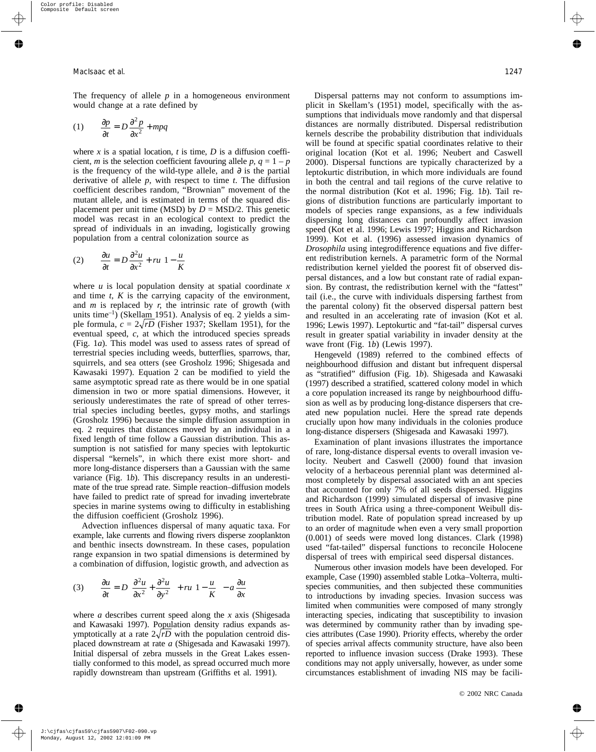The frequency of allele $p$ in a homogeneous environment would change at a rate defined by

$$(1) \qquad \frac{\partial p}{\partial t} = D\frac{\partial^2 p}{\partial x^2} + mpq$$

where $x$ is a spatial location, $t$ is time, $D$ is a diffusion coefficient, $m$ is the selection coefficient favouring allele $p$, $q = 1 - p$ is the frequency of the wild-type allele, and $\partial$ is the partial derivative of allele $p$, with respect to time $t$. The diffusion coefficient describes random, "Brownian" movement of the mutant allele, and is estimated in terms of the squared displacement per unit time (MSD) by $D = \text{MSD}/2$. This genetic model was recast in an ecological context to predict the spread of individuals in an invading, logistically growing population from a central colonization source as

$$(2) \qquad \frac{\partial u}{\partial t} = D\frac{\partial^2 u}{\partial x^2} + ru\left(1 - \frac{u}{K}\right)$$

where $u$ is local population density at spatial coordinate $x$ and time $t$, $K$ is the carrying capacity of the environment, and $m$ is replaced by $r$, the intrinsic rate of growth (with units time$^{-1}$) (Skellam 1951). Analysis of eq. 2 yields a simple formula, $c = 2\sqrt{rD}$ (Fisher 1937; Skellam 1951), for the eventual speed, $c$, at which the introduced species spreads (Fig. 1*a*). This model was used to assess rates of spread of terrestrial species including weeds, butterflies, sparrows, thar, squirrels, and sea otters (see Grosholz 1996; Shigesada and Kawasaki 1997). Equation 2 can be modified to yield the same asymptotic spread rate as there would be in one spatial dimension in two or more spatial dimensions. However, it seriously underestimates the rate of spread of other terrestrial species including beetles, gypsy moths, and starlings (Grosholz 1996) because the simple diffusion assumption in eq. 2 requires that distances moved by an individual in a fixed length of time follow a Gaussian distribution. This assumption is not satisfied for many species with leptokurtic dispersal "kernels", in which there exist more short- and more long-distance dispersers than a Gaussian with the same variance (Fig. 1*b*). This discrepancy results in an underestimate of the true spread rate. Simple reaction–diffusion models have failed to predict rate of spread for invading invertebrate species in marine systems owing to difficulty in establishing the diffusion coefficient (Grosholz 1996).

Advection influences dispersal of many aquatic taxa. For example, lake currents and flowing rivers disperse zooplankton and benthic insects downstream. In these cases, population range expansion in two spatial dimensions is determined by a combination of diffusion, logistic growth, and advection as

$$(3) \qquad \frac{\partial u}{\partial t} = D\left(\frac{\partial^2 u}{\partial x^2} + \frac{\partial^2 u}{\partial y^2}\right) + ru\left(1 - \frac{u}{K}\right) - a\frac{\partial u}{\partial x}$$

where $a$ describes current speed along the $x$ axis (Shigesada and Kawasaki 1997). Population density radius expands asymptotically at a rate $2\sqrt{rD}$ with the population centroid displaced downstream at rate $a$ (Shigesada and Kawasaki 1997). Initial dispersal of zebra mussels in the Great Lakes essentially conformed to this model, as spread occurred much more rapidly downstream than upstream (Griffiths et al. 1991).

Dispersal patterns may not conform to assumptions implicit in Skellam's (1951) model, specifically with the assumptions that individuals move randomly and that dispersal distances are normally distributed. Dispersal redistribution kernels describe the probability distribution that individuals will be found at specific spatial coordinates relative to their original location (Kot et al. 1996; Neubert and Caswell 2000). Dispersal functions are typically characterized by a leptokurtic distribution, in which more individuals are found in both the central and tail regions of the curve relative to the normal distribution (Kot et al. 1996; Fig. 1*b*). Tail regions of distribution functions are particularly important to models of species range expansions, as a few individuals dispersing long distances can profoundly affect invasion speed (Kot et al. 1996; Lewis 1997; Higgins and Richardson 1999). Kot et al. (1996) assessed invasion dynamics of *Drosophila* using integrodifference equations and five different redistribution kernels. A parametric form of the Normal redistribution kernel yielded the poorest fit of observed dispersal distances, and a low but constant rate of radial expansion. By contrast, the redistribution kernel with the "fattest" tail (i.e., the curve with individuals dispersing farthest from the parental colony) fit the observed dispersal pattern best and resulted in an accelerating rate of invasion (Kot et al. 1996; Lewis 1997). Leptokurtic and "fat-tail" dispersal curves result in greater spatial variability in invader density at the wave front (Fig. 1*b*) (Lewis 1997).

Hengeveld (1989) referred to the combined effects of neighbourhood diffusion and distant but infrequent dispersal as "stratified" diffusion (Fig. 1*b*). Shigesada and Kawasaki (1997) described a stratified, scattered colony model in which a core population increased its range by neighbourhood diffusion as well as by producing long-distance dispersers that created new population nuclei. Here the spread rate depends crucially upon how many individuals in the colonies produce long-distance dispersers (Shigesada and Kawasaki 1997).

Examination of plant invasions illustrates the importance of rare, long-distance dispersal events to overall invasion velocity. Neubert and Caswell (2000) found that invasion velocity of a herbaceous perennial plant was determined almost completely by dispersal associated with an ant species that accounted for only 7% of all seeds dispersed. Higgins and Richardson (1999) simulated dispersal of invasive pine trees in South Africa using a three-component Weibull distribution model. Rate of population spread increased by up to an order of magnitude when even a very small proportion (0.001) of seeds were moved long distances. Clark (1998) used "fat-tailed" dispersal functions to reconcile Holocene dispersal of trees with empirical seed dispersal distances.

Numerous other invasion models have been developed. For example, Case (1990) assembled stable Lotka–Volterra, multispecies communities, and then subjected these communities to introductions by invading species. Invasion success was limited when communities were composed of many strongly interacting species, indicating that susceptibility to invasion was determined by community rather than by invading species attributes (Case 1990). Priority effects, whereby the order of species arrival affects community structure, have also been reported to influence invasion success (Drake 1993). These conditions may not apply universally, however, as under some circumstances establishment of invading NIS may be facili-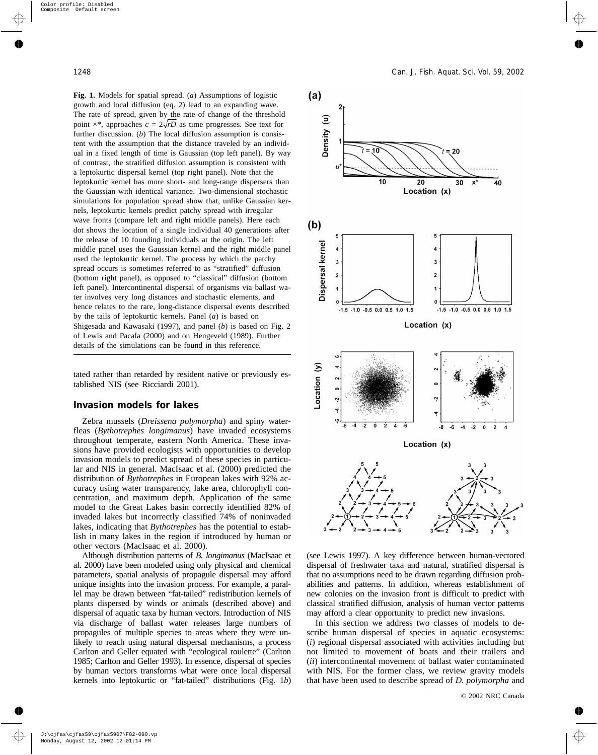**Fig. 1.** Models for spatial spread. (*a*) Assumptions of logistic growth and local diffusion (eq. 2) lead to an expanding wave. The rate of spread, given by the rate of change of the threshold point $x^*$, approaches $c = 2\sqrt{rD}$ as time progresses. See text for further discussion. (*b*) The local diffusion assumption is consistent with the assumption that the distance traveled by an individual in a fixed length of time is Gaussian (top left panel). By way of contrast, the stratified diffusion assumption is consistent with a leptokurtic dispersal kernel (top right panel). Note that the leptokurtic kernel has more short- and long-range dispersers than the Gaussian with identical variance. Two-dimensional stochastic simulations for population spread show that, unlike Gaussian kernels, leptokurtic kernels predict patchy spread with irregular wave fronts (compare left and right middle panels). Here each dot shows the location of a single individual 40 generations after the release of 10 founding individuals at the origin. The left middle panel uses the Gaussian kernel and the right middle panel used the leptokurtic kernel. The process by which the patchy spread occurs is sometimes referred to as "stratified" diffusion (bottom right panel), as opposed to "classical" diffusion (bottom left panel). Intercontinental dispersal of organisms via ballast water involves very long distances and stochastic elements, and hence relates to the rare, long-distance dispersal events described by the tails of leptokurtic kernels. Panel (*a*) is based on Shigesada and Kawasaki (1997), and panel (*b*) is based on Fig. 2 of Lewis and Pacala (2000) and on Hengeveld (1989). Further details of the simulations can be found in this reference.

tated rather than retarded by resident native or previously established NIS (see Ricciardi 2001).

## Invasion models for lakes

Zebra mussels (*Dreissena polymorpha*) and spiny waterfleas (*Bythotrephes longimanus*) have invaded ecosystems throughout temperate, eastern North America. These invasions have provided ecologists with opportunities to develop invasion models to predict spread of these species in particular and NIS in general. MacIsaac et al. (2000) predicted the distribution of *Bythotrephes* in European lakes with 92% accuracy using water transparency, lake area, chlorophyll concentration, and maximum depth. Application of the same model to the Great Lakes basin correctly identified 82% of invaded lakes but incorrectly classified 74% of noninvaded lakes, indicating that *Bythotrephes* has the potential to establish in many lakes in the region if introduced by human or other vectors (MacIsaac et al. 2000).

Although distribution patterns of *B. longimanus* (MacIsaac et al. 2000) have been modeled using only physical and chemical parameters, spatial analysis of propagule dispersal may afford unique insights into the invasion process. For example, a parallel may be drawn between "fat-tailed" redistribution kernels of plants dispersed by winds or animals (described above) and dispersal of aquatic taxa by human vectors. Introduction of NIS via discharge of ballast water releases large numbers of propagules of multiple species to areas where they were unlikely to reach using natural dispersal mechanisms, a process Carlton and Geller equated with "ecological roulette" (Carlton 1985; Carlton and Geller 1993). In essence, dispersal of species by human vectors transforms what were once local dispersal kernels into leptokurtic or "fat-tailed" distributions (Fig. 1*b*) (see Lewis 1997). A key difference between human-vectored dispersal of freshwater taxa and natural, stratified dispersal is that no assumptions need to be drawn regarding diffusion probabilities and patterns. In addition, whereas establishment of new colonies on the invasion front is difficult to predict with classical stratified diffusion, analysis of human vector patterns may afford a clear opportunity to predict new invasions.

In this section we address two classes of models to describe human dispersal of species in aquatic ecosystems: (*i*) regional dispersal associated with activities including but not limited to movement of boats and their trailers and (*ii*) intercontinental movement of ballast water contaminated with NIS. For the former class, we review gravity models that have been used to describe spread of *D. polymorpha* and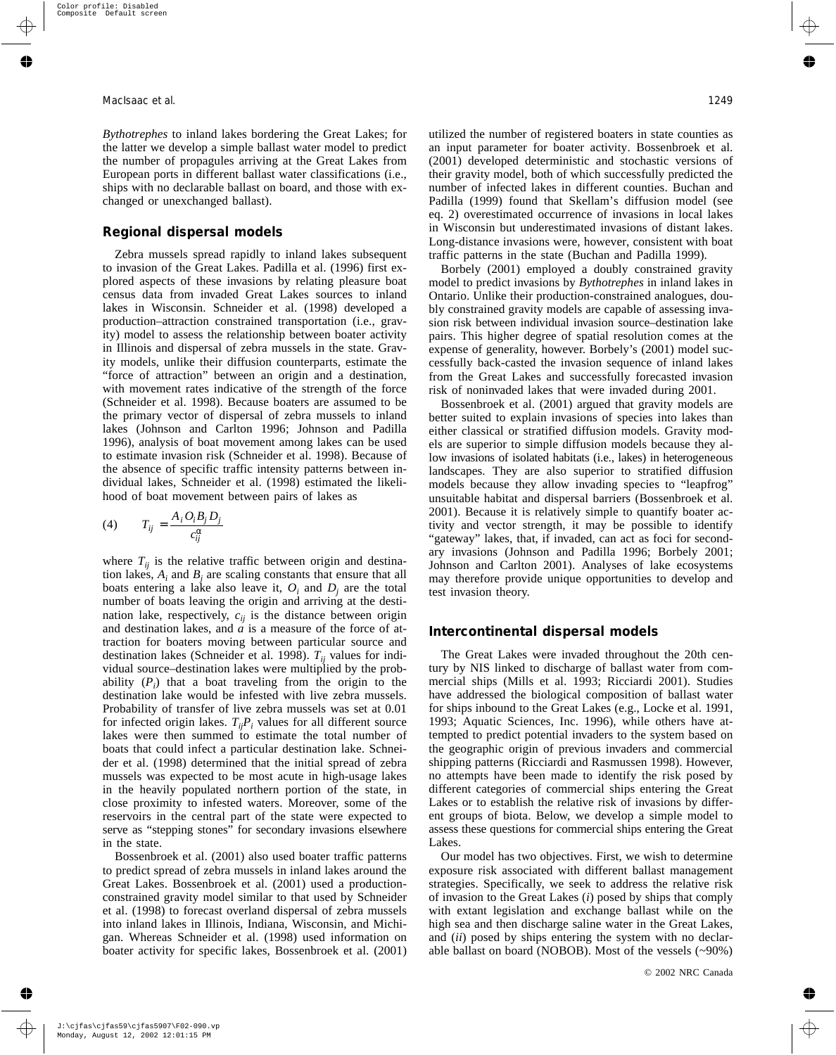*Bythotrephes* to inland lakes bordering the Great Lakes; for the latter we develop a simple ballast water model to predict the number of propagules arriving at the Great Lakes from European ports in different ballast water classifications (i.e., ships with no declarable ballast on board, and those with exchanged or unexchanged ballast).

## Regional dispersal models

Zebra mussels spread rapidly to inland lakes subsequent to invasion of the Great Lakes. Padilla et al. (1996) first explored aspects of these invasions by relating pleasure boat census data from invaded Great Lakes sources to inland lakes in Wisconsin. Schneider et al. (1998) developed a production–attraction constrained transportation (i.e., gravity) model to assess the relationship between boater activity in Illinois and dispersal of zebra mussels in the state. Gravity models, unlike their diffusion counterparts, estimate the "force of attraction" between an origin and a destination, with movement rates indicative of the strength of the force (Schneider et al. 1998). Because boaters are assumed to be the primary vector of dispersal of zebra mussels to inland lakes (Johnson and Carlton 1996; Johnson and Padilla 1996), analysis of boat movement among lakes can be used to estimate invasion risk (Schneider et al. 1998). Because of the absence of specific traffic intensity patterns between individual lakes, Schneider et al. (1998) estimated the likelihood of boat movement between pairs of lakes as

$$(4) \qquad T_{ij} = \frac{A_i O_i B_j D_j}{c_{ij}^{\alpha}}$$

where $T_{ij}$ is the relative traffic between origin and destination lakes, $A_i$ and $B_j$ are scaling constants that ensure that all boats entering a lake also leave it, $O_i$ and $D_j$ are the total number of boats leaving the origin and arriving at the destination lake, respectively, $c_{ij}$ is the distance between origin and destination lakes, and $a$ is a measure of the force of attraction for boaters moving between particular source and destination lakes (Schneider et al. 1998). $T_{ij}$ values for individual source–destination lakes were multiplied by the probability ($P_i$) that a boat traveling from the origin to the destination lake would be infested with live zebra mussels. Probability of transfer of live zebra mussels was set at 0.01 for infected origin lakes. $T_{ij}P_i$ values for all different source lakes were then summed to estimate the total number of boats that could infect a particular destination lake. Schneider et al. (1998) determined that the initial spread of zebra mussels was expected to be most acute in high-usage lakes in the heavily populated northern portion of the state, in close proximity to infested waters. Moreover, some of the reservoirs in the central part of the state were expected to serve as "stepping stones" for secondary invasions elsewhere in the state.

Bossenbroek et al. (2001) also used boater traffic patterns to predict spread of zebra mussels in inland lakes around the Great Lakes. Bossenbroek et al. (2001) used a production-constrained gravity model similar to that used by Schneider et al. (1998) to forecast overland dispersal of zebra mussels into inland lakes in Illinois, Indiana, Wisconsin, and Michigan. Whereas Schneider et al. (1998) used information on boater activity for specific lakes, Bossenbroek et al. (2001) utilized the number of registered boaters in state counties as an input parameter for boater activity. Bossenbroek et al. (2001) developed deterministic and stochastic versions of their gravity model, both of which successfully predicted the number of infected lakes in different counties. Buchan and Padilla (1999) found that Skellam's diffusion model (see eq. 2) overestimated occurrence of invasions in local lakes in Wisconsin but underestimated invasions of distant lakes. Long-distance invasions were, however, consistent with boat traffic patterns in the state (Buchan and Padilla 1999).

Borbely (2001) employed a doubly constrained gravity model to predict invasions by *Bythotrephes* in inland lakes in Ontario. Unlike their production-constrained analogues, doubly constrained gravity models are capable of assessing invasion risk between individual invasion source–destination lake pairs. This higher degree of spatial resolution comes at the expense of generality, however. Borbely's (2001) model successfully back-casted the invasion sequence of inland lakes from the Great Lakes and successfully forecasted invasion risk of noninvaded lakes that were invaded during 2001.

Bossenbroek et al. (2001) argued that gravity models are better suited to explain invasions of species into lakes than either classical or stratified diffusion models. Gravity models are superior to simple diffusion models because they allow invasions of isolated habitats (i.e., lakes) in heterogeneous landscapes. They are also superior to stratified diffusion models because they allow invading species to "leapfrog" unsuitable habitat and dispersal barriers (Bossenbroek et al. 2001). Because it is relatively simple to quantify boater activity and vector strength, it may be possible to identify "gateway" lakes, that, if invaded, can act as foci for secondary invasions (Johnson and Padilla 1996; Borbely 2001; Johnson and Carlton 2001). Analyses of lake ecosystems may therefore provide unique opportunities to develop and test invasion theory.

## Intercontinental dispersal models

The Great Lakes were invaded throughout the 20th century by NIS linked to discharge of ballast water from commercial ships (Mills et al. 1993; Ricciardi 2001). Studies have addressed the biological composition of ballast water for ships inbound to the Great Lakes (e.g., Locke et al. 1991, 1993; Aquatic Sciences, Inc. 1996), while others have attempted to predict potential invaders to the system based on the geographic origin of previous invaders and commercial shipping patterns (Ricciardi and Rasmussen 1998). However, no attempts have been made to identify the risk posed by different categories of commercial ships entering the Great Lakes or to establish the relative risk of invasions by different groups of biota. Below, we develop a simple model to assess these questions for commercial ships entering the Great Lakes.

Our model has two objectives. First, we wish to determine exposure risk associated with different ballast management strategies. Specifically, we seek to address the relative risk of invasion to the Great Lakes (*i*) posed by ships that comply with extant legislation and exchange ballast while on the high sea and then discharge saline water in the Great Lakes, and (*ii*) posed by ships entering the system with no declarable ballast on board (NOBOB). Most of the vessels (~90%)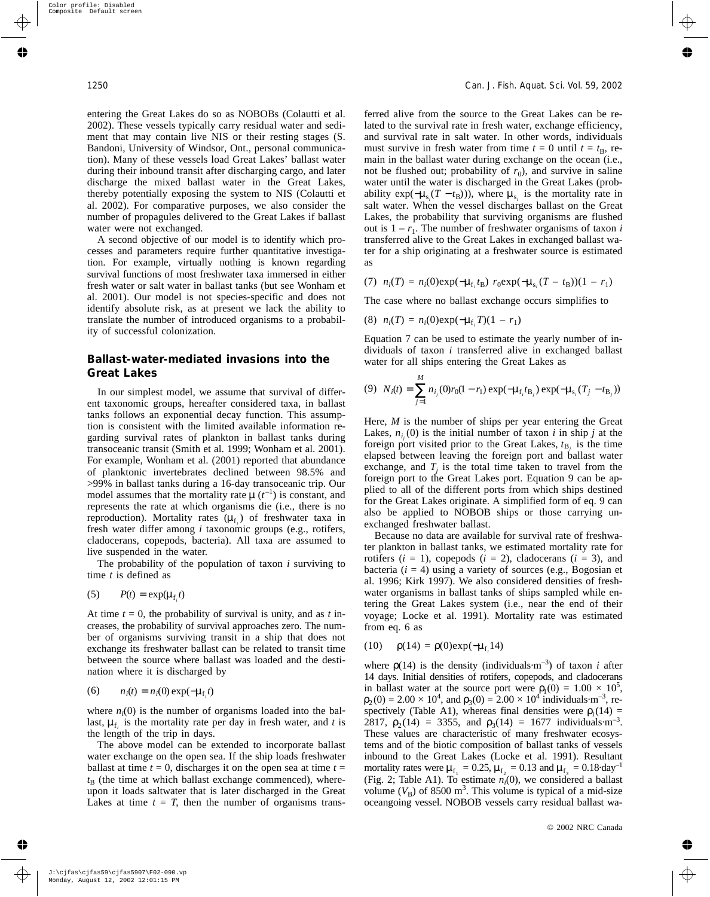entering the Great Lakes do so as NOBOBs (Colautti et al. 2002). These vessels typically carry residual water and sediment that may contain live NIS or their resting stages (S. Bandoni, University of Windsor, Ont., personal communication). Many of these vessels load Great Lakes' ballast water during their inbound transit after discharging cargo, and later discharge the mixed ballast water in the Great Lakes, thereby potentially exposing the system to NIS (Colautti et al. 2002). For comparative purposes, we also consider the number of propagules delivered to the Great Lakes if ballast water were not exchanged.

A second objective of our model is to identify which processes and parameters require further quantitative investigation. For example, virtually nothing is known regarding survival functions of most freshwater taxa immersed in either fresh water or salt water in ballast tanks (but see Wonham et al. 2001). Our model is not species-specific and does not identify absolute risk, as at present we lack the ability to translate the number of introduced organisms to a probability of successful colonization.

## Ballast-water-mediated invasions into the Great Lakes

In our simplest model, we assume that survival of different taxonomic groups, hereafter considered taxa, in ballast tanks follows an exponential decay function. This assumption is consistent with the limited available information regarding survival rates of plankton in ballast tanks during transoceanic transit (Smith et al. 1999; Wonham et al. 2001). For example, Wonham et al. (2001) reported that abundance of planktonic invertebrates declined between 98.5% and >99% in ballast tanks during a 16-day transoceanic trip. Our model assumes that the mortality rate $\mu$ ($t^{-1}$) is constant, and represents the rate at which organisms die (i.e., there is no reproduction). Mortality rates ($\mu_{f_i}$) of freshwater taxa in fresh water differ among $i$ taxonomic groups (e.g., rotifers, cladocerans, copepods, bacteria). All taxa are assumed to live suspended in the water.

The probability of the population of taxon $i$ surviving to time $t$ is defined as

$$(5)\qquad P(t) = \exp(\mu_{f_i} t)$$

At time $t = 0$, the probability of survival is unity, and as $t$ increases, the probability of survival approaches zero. The number of organisms surviving transit in a ship that does not exchange its freshwater ballast can be related to transit time between the source where ballast was loaded and the destination where it is discharged by

$$(6)\qquad n_i(t) = n_i(0)\exp(-\mu_{f_i} t)$$

where $n_i(0)$ is the number of organisms loaded into the ballast, $\mu_{f_i}$ is the mortality rate per day in fresh water, and $t$ is the length of the trip in days.

The above model can be extended to incorporate ballast water exchange on the open sea. If the ship loads freshwater ballast at time $t = 0$, discharges it on the open sea at time $t = t_B$ (the time at which ballast exchange commenced), whereupon it loads saltwater that is later discharged in the Great Lakes at time $t = T$, then the number of organisms transferred alive from the source to the Great Lakes can be related to the survival rate in fresh water, exchange efficiency, and survival rate in salt water. In other words, individuals must survive in fresh water from time $t = 0$ until $t = t_B$, remain in the ballast water during exchange on the ocean (i.e., not be flushed out; probability of $r_0$), and survive in saline water until the water is discharged in the Great Lakes (probability $\exp(-\mu_{s_i}(T - t_B))$), where $\mu_{s_i}$ is the mortality rate in salt water. When the vessel discharges ballast on the Great Lakes, the probability that surviving organisms are flushed out is $1 - r_1$. The number of freshwater organisms of taxon $i$ transferred alive to the Great Lakes in exchanged ballast water for a ship originating at a freshwater source is estimated as

$$(7)\quad n_i(T) = n_i(0)\exp(-\mu_{f_i} t_B)\, r_0 \exp(-\mu_{s_i}(T - t_B))(1 - r_1)$$

The case where no ballast exchange occurs simplifies to

$$(8)\quad n_i(T) = n_i(0)\exp(-\mu_{f_i} T)(1 - r_1)$$

Equation 7 can be used to estimate the yearly number of individuals of taxon $i$ transferred alive in exchanged ballast water for all ships entering the Great Lakes as

$$(9)\quad N_i(t) = \sum_{j=1}^{M} n_{i_j}(0) r_0 (1 - r_1)\exp(-\mu_{f_i} t_{B_j})\exp(-\mu_{s_i}(T_j - t_{B_j}))$$

Here, $M$ is the number of ships per year entering the Great Lakes, $n_{i_j}(0)$ is the initial number of taxon $i$ in ship $j$ at the foreign port visited prior to the Great Lakes, $t_{B_j}$ is the time elapsed between leaving the foreign port and ballast water exchange, and $T_j$ is the total time taken to travel from the foreign port to the Great Lakes port. Equation 9 can be applied to all of the different ports from which ships destined for the Great Lakes originate. A simplified form of eq. 9 can also be applied to NOBOB ships or those carrying unexchanged freshwater ballast.

Because no data are available for survival rate of freshwater plankton in ballast tanks, we estimated mortality rate for rotifers ($i = 1$), copepods ($i = 2$), cladocerans ($i = 3$), and bacteria ($i = 4$) using a variety of sources (e.g., Bogosian et al. 1996; Kirk 1997). We also considered densities of freshwater organisms in ballast tanks of ships sampled while entering the Great Lakes system (i.e., near the end of their voyage; Locke et al. 1991). Mortality rate was estimated from eq. 6 as

$$(10)\qquad \rho(14) = \rho(0)\exp(-\mu_{f_i} 14)$$

where $\rho(14)$ is the density (individuals·m$^{-3}$) of taxon $i$ after 14 days. Initial densities of rotifers, copepods, and cladocerans in ballast water at the source port were $\rho_1(0) = 1.00 \times 10^5$, $\rho_2(0) = 2.00 \times 10^4$, and $\rho_3(0) = 2.00 \times 10^4$ individuals·m$^{-3}$, respectively (Table A1), whereas final densities were $\rho_1(14) = 2817$, $\rho_2(14) = 3355$, and $\rho_3(14) = 1677$ individuals·m$^{-3}$. These values are characteristic of many freshwater ecosystems and of the biotic composition of ballast tanks of vessels inbound to the Great Lakes (Locke et al. 1991). Resultant mortality rates were $\mu_{f_1} = 0.25$, $\mu_{f_2} = 0.13$ and $\mu_{f_3} = 0.18$·day$^{-1}$ (Fig. 2; Table A1). To estimate $n_i(0)$, we considered a ballast volume ($V_B$) of 8500 m$^3$. This volume is typical of a mid-size oceangoing vessel. NOBOB vessels carry residual ballast wa-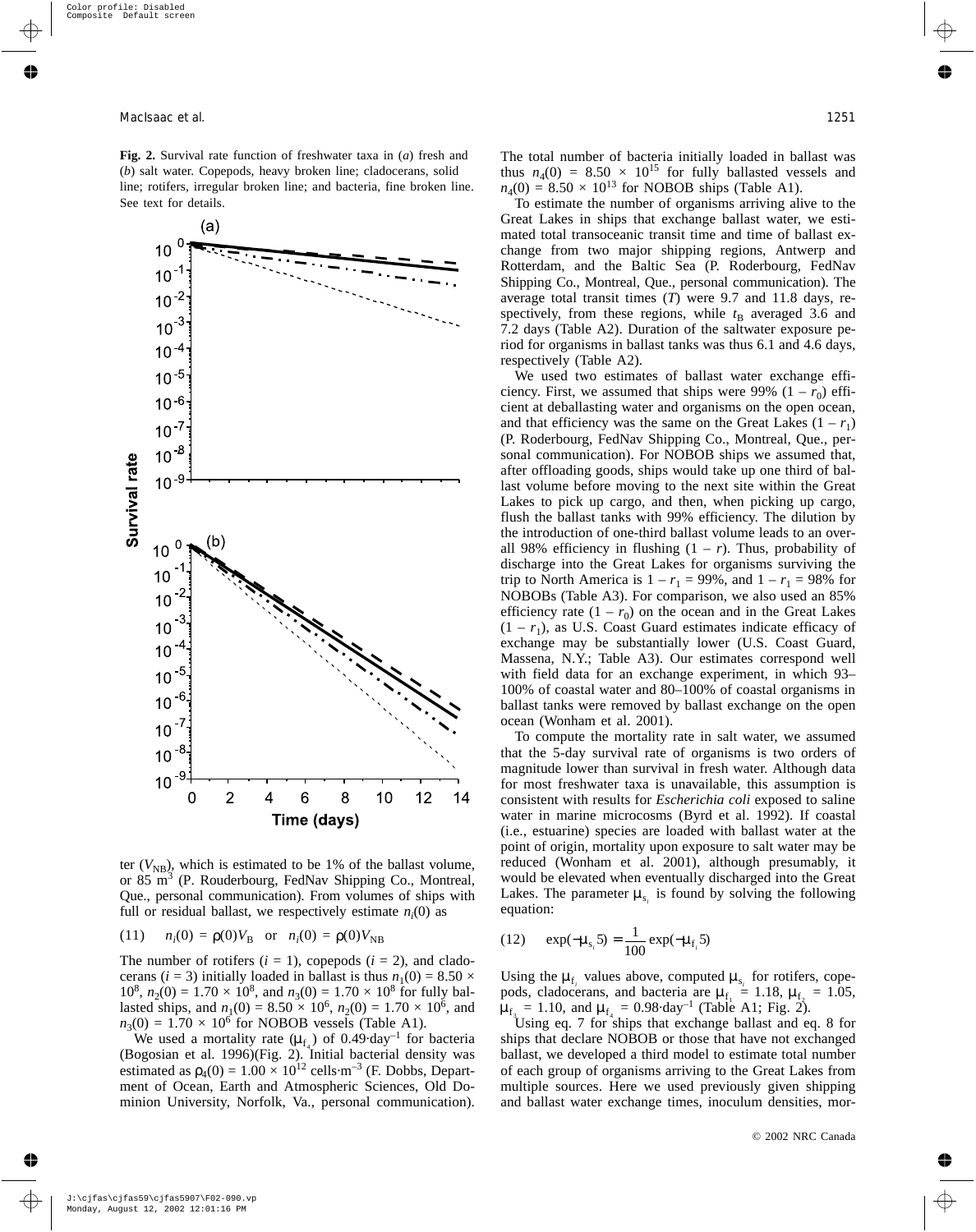**Fig. 2.** Survival rate function of freshwater taxa in (*a*) fresh and (*b*) salt water. Copepods, heavy broken line; cladocerans, solid line; rotifers, irregular broken line; and bacteria, fine broken line. See text for details.

ter ($V_{NB}$), which is estimated to be 1% of the ballast volume, or 85 $m^3$ (P. Rouderbourg, FedNav Shipping Co., Montreal, Que., personal communication). From volumes of ships with full or residual ballast, we respectively estimate $n_i(0)$ as

$$(11) \quad n_i(0) = \rho(0)V_B \quad \text{or} \quad n_i(0) = \rho(0)V_{NB}$$

The number of rotifers ($i = 1$), copepods ($i = 2$), and cladocerans ($i = 3$) initially loaded in ballast is thus $n_1(0) = 8.50 \times 10^8$, $n_2(0) = 1.70 \times 10^8$, and $n_3(0) = 1.70 \times 10^8$ for fully ballasted ships, and $n_1(0) = 8.50 \times 10^6$, $n_2(0) = 1.70 \times 10^6$, and $n_3(0) = 1.70 \times 10^6$ for NOBOB vessels (Table A1).

We used a mortality rate ($\mu_{f_4}$) of 0.49·day$^{-1}$ for bacteria (Bogosian et al. 1996)(Fig. 2). Initial bacterial density was estimated as $\rho_4(0) = 1.00 \times 10^{12}$ cells·m$^{-3}$ (F. Dobbs, Department of Ocean, Earth and Atmospheric Sciences, Old Dominion University, Norfolk, Va., personal communication). The total number of bacteria initially loaded in ballast was thus $n_4(0) = 8.50 \times 10^{15}$ for fully ballasted vessels and $n_4(0) = 8.50 \times 10^{13}$ for NOBOB ships (Table A1).

To estimate the number of organisms arriving alive to the Great Lakes in ships that exchange ballast water, we estimated total transoceanic transit time and time of ballast exchange from two major shipping regions, Antwerp and Rotterdam, and the Baltic Sea (P. Roderbourg, FedNav Shipping Co., Montreal, Que., personal communication). The average total transit times ($T$) were 9.7 and 11.8 days, respectively, from these regions, while $t_B$ averaged 3.6 and 7.2 days (Table A2). Duration of the saltwater exposure period for organisms in ballast tanks was thus 6.1 and 4.6 days, respectively (Table A2).

We used two estimates of ballast water exchange efficiency. First, we assumed that ships were 99% ($1 - r_0$) efficient at deballasting water and organisms on the open ocean, and that efficiency was the same on the Great Lakes ($1 - r_1$) (P. Roderbourg, FedNav Shipping Co., Montreal, Que., personal communication). For NOBOB ships we assumed that, after offloading goods, ships would take up one third of ballast volume before moving to the next site within the Great Lakes to pick up cargo, and then, when picking up cargo, flush the ballast tanks with 99% efficiency. The dilution by the introduction of one-third ballast volume leads to an overall 98% efficiency in flushing ($1 - r$). Thus, probability of discharge into the Great Lakes for organisms surviving the trip to North America is $1 - r_1 = 99\%$, and $1 - r_1 = 98\%$ for NOBOBs (Table A3). For comparison, we also used an 85% efficiency rate ($1 - r_0$) on the ocean and in the Great Lakes ($1 - r_1$), as U.S. Coast Guard estimates indicate efficacy of exchange may be substantially lower (U.S. Coast Guard, Massena, N.Y.; Table A3). Our estimates correspond well with field data for an exchange experiment, in which 93–100% of coastal water and 80–100% of coastal organisms in ballast tanks were removed by ballast exchange on the open ocean (Wonham et al. 2001).

To compute the mortality rate in salt water, we assumed that the 5-day survival rate of organisms is two orders of magnitude lower than survival in fresh water. Although data for most freshwater taxa is unavailable, this assumption is consistent with results for *Escherichia coli* exposed to saline water in marine microcosms (Byrd et al. 1992). If coastal (i.e., estuarine) species are loaded with ballast water at the point of origin, mortality upon exposure to salt water may be reduced (Wonham et al. 2001), although presumably, it would be elevated when eventually discharged into the Great Lakes. The parameter $\mu_{s_i}$ is found by solving the following equation:

$$(12) \quad \exp(-\mu_{s_i} 5) = \frac{1}{100} \exp(-\mu_{f_i} 5)$$

Using the $\mu_{f_i}$ values above, computed $\mu_{s_i}$ for rotifers, copepods, cladocerans, and bacteria are $\mu_{f_1} = 1.18$, $\mu_{f_2} = 1.05$, $\mu_{f_3} = 1.10$, and $\mu_{f_4} = 0.98$·day$^{-1}$ (Table A1; Fig. 2).

Using eq. 7 for ships that exchange ballast and eq. 8 for ships that declare NOBOB or those that have not exchanged ballast, we developed a third model to estimate total number of each group of organisms arriving to the Great Lakes from multiple sources. Here we used previously given shipping and ballast water exchange times, inoculum densities, mor-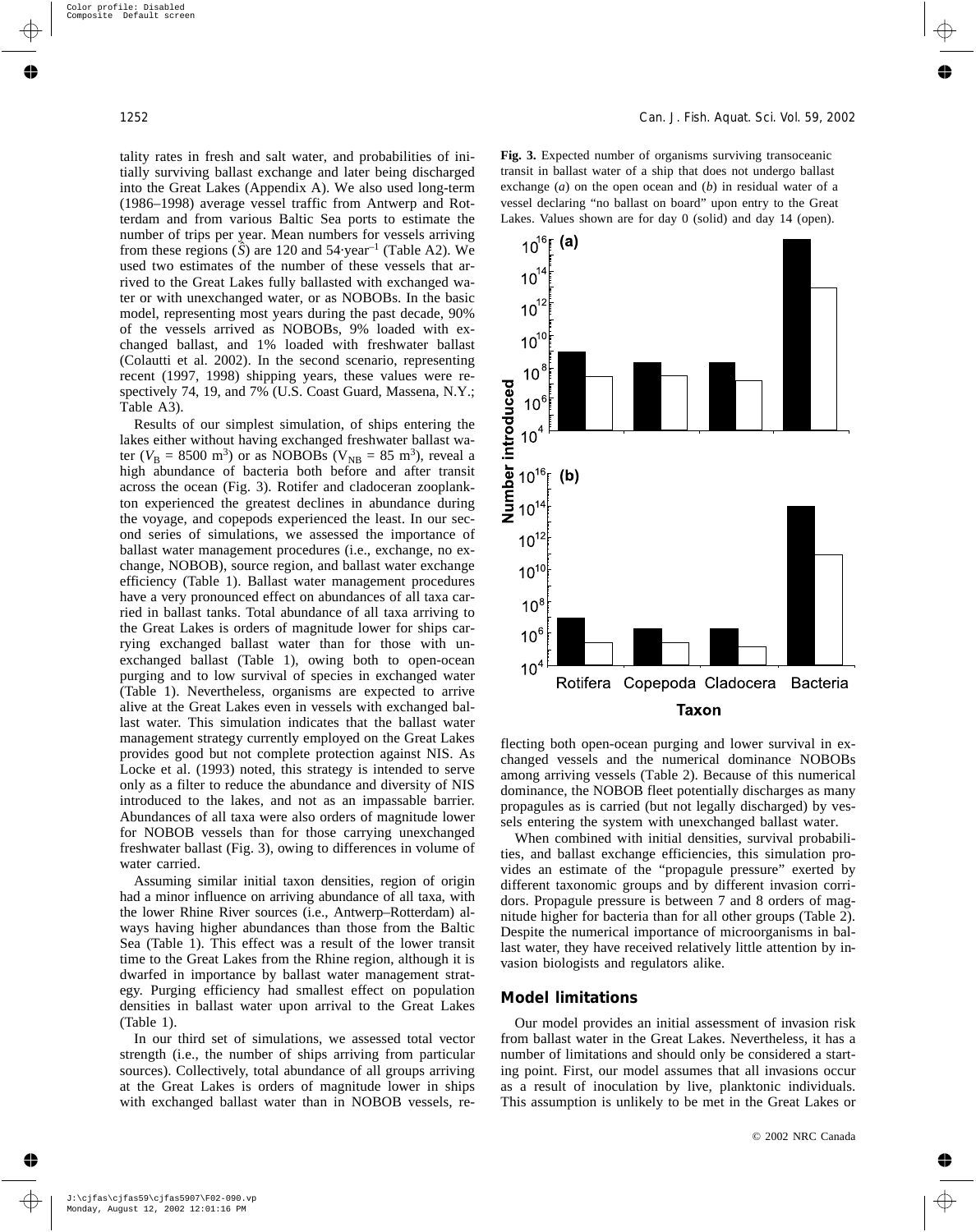tality rates in fresh and salt water, and probabilities of initially surviving ballast exchange and later being discharged into the Great Lakes (Appendix A). We also used long-term (1986–1998) average vessel traffic from Antwerp and Rotterdam and from various Baltic Sea ports to estimate the number of trips per year. Mean numbers for vessels arriving from these regions ($\hat{S}$) are 120 and 54·year$^{-1}$ (Table A2). We used two estimates of the number of these vessels that arrived to the Great Lakes fully ballasted with exchanged water or with unexchanged water, or as NOBOBs. In the basic model, representing most years during the past decade, 90% of the vessels arrived as NOBOBs, 9% loaded with exchanged ballast, and 1% loaded with freshwater ballast (Colautti et al. 2002). In the second scenario, representing recent (1997, 1998) shipping years, these values were respectively 74, 19, and 7% (U.S. Coast Guard, Massena, N.Y.; Table A3).

Results of our simplest simulation, of ships entering the lakes either without having exchanged freshwater ballast water ($V_B$ = 8500 m$^3$) or as NOBOBs ($V_{NB}$ = 85 m$^3$), reveal a high abundance of bacteria both before and after transit across the ocean (Fig. 3). Rotifer and cladoceran zooplankton experienced the greatest declines in abundance during the voyage, and copepods experienced the least. In our second series of simulations, we assessed the importance of ballast water management procedures (i.e., exchange, no exchange, NOBOB), source region, and ballast water exchange efficiency (Table 1). Ballast water management procedures have a very pronounced effect on abundances of all taxa carried in ballast tanks. Total abundance of all taxa arriving to the Great Lakes is orders of magnitude lower for ships carrying exchanged ballast water than for those with unexchanged ballast (Table 1), owing both to open-ocean purging and to low survival of species in exchanged water (Table 1). Nevertheless, organisms are expected to arrive alive at the Great Lakes even in vessels with exchanged ballast water. This simulation indicates that the ballast water management strategy currently employed on the Great Lakes provides good but not complete protection against NIS. As Locke et al. (1993) noted, this strategy is intended to serve only as a filter to reduce the abundance and diversity of NIS introduced to the lakes, and not as an impassable barrier. Abundances of all taxa were also orders of magnitude lower for NOBOB vessels than for those carrying unexchanged freshwater ballast (Fig. 3), owing to differences in volume of water carried.

Assuming similar initial taxon densities, region of origin had a minor influence on arriving abundance of all taxa, with the lower Rhine River sources (i.e., Antwerp–Rotterdam) always having higher abundances than those from the Baltic Sea (Table 1). This effect was a result of the lower transit time to the Great Lakes from the Rhine region, although it is dwarfed in importance by ballast water management strategy. Purging efficiency had smallest effect on population densities in ballast water upon arrival to the Great Lakes (Table 1).

In our third set of simulations, we assessed total vector strength (i.e., the number of ships arriving from particular sources). Collectively, total abundance of all groups arriving at the Great Lakes is orders of magnitude lower in ships with exchanged ballast water than in NOBOB vessels, reflecting both open-ocean purging and lower survival in exchanged vessels and the numerical dominance NOBOBs among arriving vessels (Table 2). Because of this numerical dominance, the NOBOB fleet potentially discharges as many propagules as is carried (but not legally discharged) by vessels entering the system with unexchanged ballast water.

**Fig. 3.** Expected number of organisms surviving transoceanic transit in ballast water of a ship that does not undergo ballast exchange (*a*) on the open ocean and (*b*) in residual water of a vessel declaring "no ballast on board" upon entry to the Great Lakes. Values shown are for day 0 (solid) and day 14 (open).

When combined with initial densities, survival probabilities, and ballast exchange efficiencies, this simulation provides an estimate of the "propagule pressure" exerted by different taxonomic groups and by different invasion corridors. Propagule pressure is between 7 and 8 orders of magnitude higher for bacteria than for all other groups (Table 2). Despite the numerical importance of microorganisms in ballast water, they have received relatively little attention by invasion biologists and regulators alike.

## Model limitations

Our model provides an initial assessment of invasion risk from ballast water in the Great Lakes. Nevertheless, it has a number of limitations and should only be considered a starting point. First, our model assumes that all invasions occur as a result of inoculation by live, planktonic individuals. This assumption is unlikely to be met in the Great Lakes or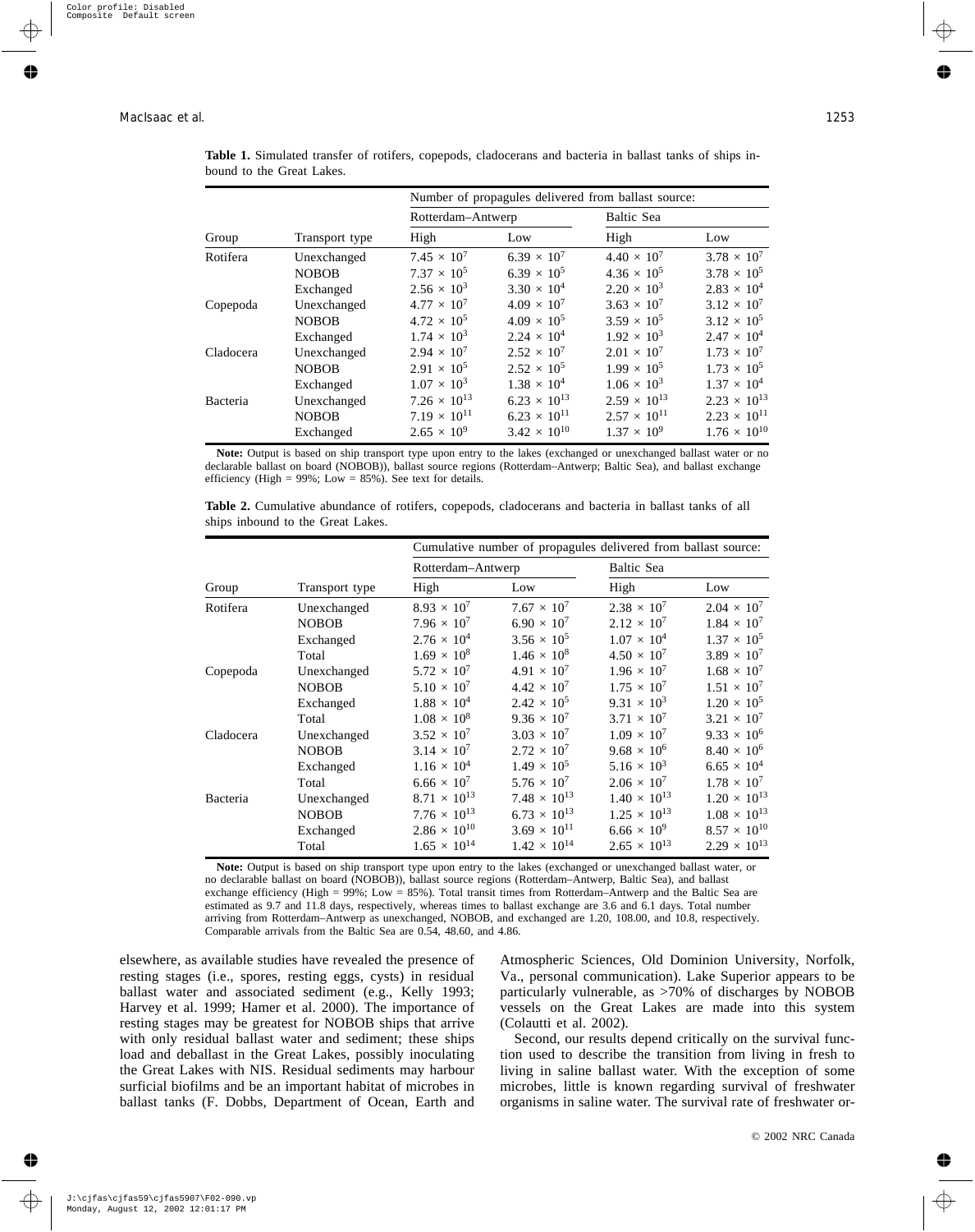**Table 1.** Simulated transfer of rotifers, copepods, cladocerans and bacteria in ballast tanks of ships inbound to the Great Lakes.

| | | Number of propagules delivered from ballast source: | | | |
|---|---|---|---|---|---|
| | | Rotterdam–Antwerp | | Baltic Sea | |
| Group | Transport type | High | Low | High | Low |
| Rotifera | Unexchanged | $7.45 \times 10^7$ | $6.39 \times 10^7$ | $4.40 \times 10^7$ | $3.78 \times 10^7$ |
| | NOBOB | $7.37 \times 10^5$ | $6.39 \times 10^5$ | $4.36 \times 10^5$ | $3.78 \times 10^5$ |
| | Exchanged | $2.56 \times 10^3$ | $3.30 \times 10^4$ | $2.20 \times 10^3$ | $2.83 \times 10^4$ |
| Copepoda | Unexchanged | $4.77 \times 10^7$ | $4.09 \times 10^7$ | $3.63 \times 10^7$ | $3.12 \times 10^7$ |
| | NOBOB | $4.72 \times 10^5$ | $4.09 \times 10^5$ | $3.59 \times 10^5$ | $3.12 \times 10^5$ |
| | Exchanged | $1.74 \times 10^3$ | $2.24 \times 10^4$ | $1.92 \times 10^3$ | $2.47 \times 10^4$ |
| Cladocera | Unexchanged | $2.94 \times 10^7$ | $2.52 \times 10^7$ | $2.01 \times 10^7$ | $1.73 \times 10^7$ |
| | NOBOB | $2.91 \times 10^5$ | $2.52 \times 10^5$ | $1.99 \times 10^5$ | $1.73 \times 10^5$ |
| | Exchanged | $1.07 \times 10^3$ | $1.38 \times 10^4$ | $1.06 \times 10^3$ | $1.37 \times 10^4$ |
| Bacteria | Unexchanged | $7.26 \times 10^{13}$ | $6.23 \times 10^{13}$ | $2.59 \times 10^{13}$ | $2.23 \times 10^{13}$ |
| | NOBOB | $7.19 \times 10^{11}$ | $6.23 \times 10^{11}$ | $2.57 \times 10^{11}$ | $2.23 \times 10^{11}$ |
| | Exchanged | $2.65 \times 10^9$ | $3.42 \times 10^{10}$ | $1.37 \times 10^9$ | $1.76 \times 10^{10}$ |

**Note:** Output is based on ship transport type upon entry to the lakes (exchanged or unexchanged ballast water or no declarable ballast on board (NOBOB)), ballast source regions (Rotterdam–Antwerp; Baltic Sea), and ballast exchange efficiency (High = 99%; Low = 85%). See text for details.

**Table 2.** Cumulative abundance of rotifers, copepods, cladocerans and bacteria in ballast tanks of all ships inbound to the Great Lakes.

| | | Cumulative number of propagules delivered from ballast source: | | | |
|---|---|---|---|---|---|
| | | Rotterdam–Antwerp | | Baltic Sea | |
| Group | Transport type | High | Low | High | Low |
| Rotifera | Unexchanged | $8.93 \times 10^7$ | $7.67 \times 10^7$ | $2.38 \times 10^7$ | $2.04 \times 10^7$ |
| | NOBOB | $7.96 \times 10^7$ | $6.90 \times 10^7$ | $2.12 \times 10^7$ | $1.84 \times 10^7$ |
| | Exchanged | $2.76 \times 10^4$ | $3.56 \times 10^5$ | $1.07 \times 10^4$ | $1.37 \times 10^5$ |
| | Total | $1.69 \times 10^8$ | $1.46 \times 10^8$ | $4.50 \times 10^7$ | $3.89 \times 10^7$ |
| Copepoda | Unexchanged | $5.72 \times 10^7$ | $4.91 \times 10^7$ | $1.96 \times 10^7$ | $1.68 \times 10^7$ |
| | NOBOB | $5.10 \times 10^7$ | $4.42 \times 10^7$ | $1.75 \times 10^7$ | $1.51 \times 10^7$ |
| | Exchanged | $1.88 \times 10^4$ | $2.42 \times 10^5$ | $9.31 \times 10^3$ | $1.20 \times 10^5$ |
| | Total | $1.08 \times 10^8$ | $9.36 \times 10^7$ | $3.71 \times 10^7$ | $3.21 \times 10^7$ |
| Cladocera | Unexchanged | $3.52 \times 10^7$ | $3.03 \times 10^7$ | $1.09 \times 10^7$ | $9.33 \times 10^6$ |
| | NOBOB | $3.14 \times 10^7$ | $2.72 \times 10^7$ | $9.68 \times 10^6$ | $8.40 \times 10^6$ |
| | Exchanged | $1.16 \times 10^4$ | $1.49 \times 10^5$ | $5.16 \times 10^3$ | $6.65 \times 10^4$ |
| | Total | $6.66 \times 10^7$ | $5.76 \times 10^7$ | $2.06 \times 10^7$ | $1.78 \times 10^7$ |
| Bacteria | Unexchanged | $8.71 \times 10^{13}$ | $7.48 \times 10^{13}$ | $1.40 \times 10^{13}$ | $1.20 \times 10^{13}$ |
| | NOBOB | $7.76 \times 10^{13}$ | $6.73 \times 10^{13}$ | $1.25 \times 10^{13}$ | $1.08 \times 10^{13}$ |
| | Exchanged | $2.86 \times 10^{10}$ | $3.69 \times 10^{11}$ | $6.66 \times 10^9$ | $8.57 \times 10^{10}$ |
| | Total | $1.65 \times 10^{14}$ | $1.42 \times 10^{14}$ | $2.65 \times 10^{13}$ | $2.29 \times 10^{13}$ |

**Note:** Output is based on ship transport type upon entry to the lakes (exchanged or unexchanged ballast water, or no declarable ballast on board (NOBOB)), ballast source regions (Rotterdam–Antwerp, Baltic Sea), and ballast exchange efficiency (High = 99%; Low = 85%). Total transit times from Rotterdam–Antwerp and the Baltic Sea are estimated as 9.7 and 11.8 days, respectively, whereas times to ballast exchange are 3.6 and 6.1 days. Total number arriving from Rotterdam–Antwerp as unexchanged, NOBOB, and exchanged are 1.20, 108.00, and 10.8, respectively. Comparable arrivals from the Baltic Sea are 0.54, 48.60, and 4.86.

elsewhere, as available studies have revealed the presence of resting stages (i.e., spores, resting eggs, cysts) in residual ballast water and associated sediment (e.g., Kelly 1993; Harvey et al. 1999; Hamer et al. 2000). The importance of resting stages may be greatest for NOBOB ships that arrive with only residual ballast water and sediment; these ships load and deballast in the Great Lakes, possibly inoculating the Great Lakes with NIS. Residual sediments may harbour surficial biofilms and be an important habitat of microbes in ballast tanks (F. Dobbs, Department of Ocean, Earth and Atmospheric Sciences, Old Dominion University, Norfolk, Va., personal communication). Lake Superior appears to be particularly vulnerable, as >70% of discharges by NOBOB vessels on the Great Lakes are made into this system (Colautti et al. 2002).

Second, our results depend critically on the survival function used to describe the transition from living in fresh to living in saline ballast water. With the exception of some microbes, little is known regarding survival of freshwater organisms in saline water. The survival rate of freshwater or-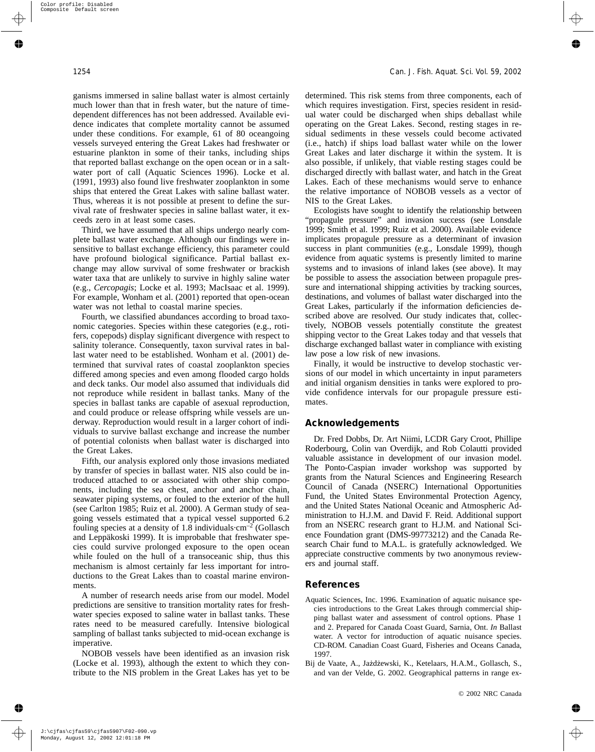ganisms immersed in saline ballast water is almost certainly much lower than that in fresh water, but the nature of time-dependent differences has not been addressed. Available evidence indicates that complete mortality cannot be assumed under these conditions. For example, 61 of 80 oceangoing vessels surveyed entering the Great Lakes had freshwater or estuarine plankton in some of their tanks, including ships that reported ballast exchange on the open ocean or in a saltwater port of call (Aquatic Sciences 1996). Locke et al. (1991, 1993) also found live freshwater zooplankton in some ships that entered the Great Lakes with saline ballast water. Thus, whereas it is not possible at present to define the survival rate of freshwater species in saline ballast water, it exceeds zero in at least some cases.

Third, we have assumed that all ships undergo nearly complete ballast water exchange. Although our findings were insensitive to ballast exchange efficiency, this parameter could have profound biological significance. Partial ballast exchange may allow survival of some freshwater or brackish water taxa that are unlikely to survive in highly saline water (e.g., *Cercopagis*; Locke et al. 1993; MacIsaac et al. 1999). For example, Wonham et al. (2001) reported that open-ocean water was not lethal to coastal marine species.

Fourth, we classified abundances according to broad taxonomic categories. Species within these categories (e.g., rotifers, copepods) display significant divergence with respect to salinity tolerance. Consequently, taxon survival rates in ballast water need to be established. Wonham et al. (2001) determined that survival rates of coastal zooplankton species differed among species and even among flooded cargo holds and deck tanks. Our model also assumed that individuals did not reproduce while resident in ballast tanks. Many of the species in ballast tanks are capable of asexual reproduction, and could produce or release offspring while vessels are underway. Reproduction would result in a larger cohort of individuals to survive ballast exchange and increase the number of potential colonists when ballast water is discharged into the Great Lakes.

Fifth, our analysis explored only those invasions mediated by transfer of species in ballast water. NIS also could be introduced attached to or associated with other ship components, including the sea chest, anchor and anchor chain, seawater piping systems, or fouled to the exterior of the hull (see Carlton 1985; Ruiz et al. 2000). A German study of seagoing vessels estimated that a typical vessel supported 6.2 fouling species at a density of 1.8 individuals·cm$^{-2}$ (Gollasch and Leppäkoski 1999). It is improbable that freshwater species could survive prolonged exposure to the open ocean while fouled on the hull of a transoceanic ship, thus this mechanism is almost certainly far less important for introductions to the Great Lakes than to coastal marine environments.

A number of research needs arise from our model. Model predictions are sensitive to transition mortality rates for freshwater species exposed to saline water in ballast tanks. These rates need to be measured carefully. Intensive biological sampling of ballast tanks subjected to mid-ocean exchange is imperative.

NOBOB vessels have been identified as an invasion risk (Locke et al. 1993), although the extent to which they contribute to the NIS problem in the Great Lakes has yet to be determined. This risk stems from three components, each of which requires investigation. First, species resident in residual water could be discharged when ships deballast while operating on the Great Lakes. Second, resting stages in residual sediments in these vessels could become activated (i.e., hatch) if ships load ballast water while on the lower Great Lakes and later discharge it within the system. It is also possible, if unlikely, that viable resting stages could be discharged directly with ballast water, and hatch in the Great Lakes. Each of these mechanisms would serve to enhance the relative importance of NOBOB vessels as a vector of NIS to the Great Lakes.

Ecologists have sought to identify the relationship between "propagule pressure" and invasion success (see Lonsdale 1999; Smith et al. 1999; Ruiz et al. 2000). Available evidence implicates propagule pressure as a determinant of invasion success in plant communities (e.g., Lonsdale 1999), though evidence from aquatic systems is presently limited to marine systems and to invasions of inland lakes (see above). It may be possible to assess the association between propagule pressure and international shipping activities by tracking sources, destinations, and volumes of ballast water discharged into the Great Lakes, particularly if the information deficiencies described above are resolved. Our study indicates that, collectively, NOBOB vessels potentially constitute the greatest shipping vector to the Great Lakes today and that vessels that discharge exchanged ballast water in compliance with existing law pose a low risk of new invasions.

Finally, it would be instructive to develop stochastic versions of our model in which uncertainty in input parameters and initial organism densities in tanks were explored to provide confidence intervals for our propagule pressure estimates.

## Acknowledgements

Dr. Fred Dobbs, Dr. Art Niimi, LCDR Gary Croot, Phillipe Roderbourg, Colin van Overdijk, and Rob Colautti provided valuable assistance in development of our invasion model. The Ponto-Caspian invader workshop was supported by grants from the Natural Sciences and Engineering Research Council of Canada (NSERC) International Opportunities Fund, the United States Environmental Protection Agency, and the United States National Oceanic and Atmospheric Administration to H.J.M. and David F. Reid. Additional support from an NSERC research grant to H.J.M. and National Science Foundation grant (DMS-99773212) and the Canada Research Chair fund to M.A.L. is gratefully acknowledged. We appreciate constructive comments by two anonymous reviewers and journal staff.

## References

Aquatic Sciences, Inc. 1996. Examination of aquatic nuisance species introductions to the Great Lakes through commercial shipping ballast water and assessment of control options. Phase 1 and 2. Prepared for Canada Coast Guard, Sarnia, Ont. *In* Ballast water. A vector for introduction of aquatic nuisance species. CD-ROM. Canadian Coast Guard, Fisheries and Oceans Canada, 1997.

Bij de Vaate, A., Jażdżewski, K., Ketelaars, H.A.M., Gollasch, S., and van der Velde, G. 2002. Geographical patterns in range ex-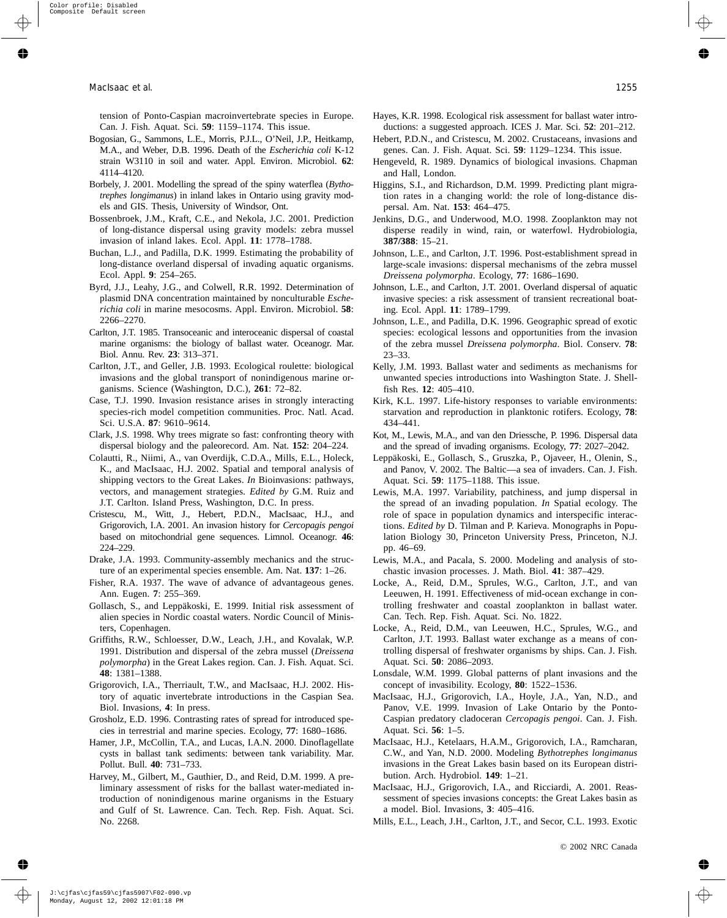tension of Ponto-Caspian macroinvertebrate species in Europe. Can. J. Fish. Aquat. Sci. **59**: 1159–1174. This issue.

Bogosian, G., Sammons, L.E., Morris, P.J.L., O'Neil, J.P., Heitkamp, M.A., and Weber, D.B. 1996. Death of the *Escherichia coli* K-12 strain W3110 in soil and water. Appl. Environ. Microbiol. **62**: 4114–4120.

Borbely, J. 2001. Modelling the spread of the spiny waterflea (*Bythotrephes longimanus*) in inland lakes in Ontario using gravity models and GIS. Thesis, University of Windsor, Ont.

Bossenbroek, J.M., Kraft, C.E., and Nekola, J.C. 2001. Prediction of long-distance dispersal using gravity models: zebra mussel invasion of inland lakes. Ecol. Appl. **11**: 1778–1788.

Buchan, L.J., and Padilla, D.K. 1999. Estimating the probability of long-distance overland dispersal of invading aquatic organisms. Ecol. Appl. **9**: 254–265.

Byrd, J.J., Leahy, J.G., and Colwell, R.R. 1992. Determination of plasmid DNA concentration maintained by nonculturable *Escherichia coli* in marine mesocosms. Appl. Environ. Microbiol. **58**: 2266–2270.

Carlton, J.T. 1985. Transoceanic and interoceanic dispersal of coastal marine organisms: the biology of ballast water. Oceanogr. Mar. Biol. Annu. Rev. **23**: 313–371.

Carlton, J.T., and Geller, J.B. 1993. Ecological roulette: biological invasions and the global transport of nonindigenous marine organisms. Science (Washington, D.C.), **261**: 72–82.

Case, T.J. 1990. Invasion resistance arises in strongly interacting species-rich model competition communities. Proc. Natl. Acad. Sci. U.S.A. **87**: 9610–9614.

Clark, J.S. 1998. Why trees migrate so fast: confronting theory with dispersal biology and the paleorecord. Am. Nat. **152**: 204–224.

Colautti, R., Niimi, A., van Overdijk, C.D.A., Mills, E.L., Holeck, K., and MacIsaac, H.J. 2002. Spatial and temporal analysis of shipping vectors to the Great Lakes. *In* Bioinvasions: pathways, vectors, and management strategies. *Edited by* G.M. Ruiz and J.T. Carlton. Island Press, Washington, D.C. In press.

Cristescu, M., Witt, J., Hebert, P.D.N., MacIsaac, H.J., and Grigorovich, I.A. 2001. An invasion history for *Cercopagis pengoi* based on mitochondrial gene sequences. Limnol. Oceanogr. **46**: 224–229.

Drake, J.A. 1993. Community-assembly mechanics and the structure of an experimental species ensemble. Am. Nat. **137**: 1–26.

Fisher, R.A. 1937. The wave of advance of advantageous genes. Ann. Eugen. **7**: 255–369.

Gollasch, S., and Leppäkoski, E. 1999. Initial risk assessment of alien species in Nordic coastal waters. Nordic Council of Ministers, Copenhagen.

Griffiths, R.W., Schloesser, D.W., Leach, J.H., and Kovalak, W.P. 1991. Distribution and dispersal of the zebra mussel (*Dreissena polymorpha*) in the Great Lakes region. Can. J. Fish. Aquat. Sci. **48**: 1381–1388.

Grigorovich, I.A., Therriault, T.W., and MacIsaac, H.J. 2002. History of aquatic invertebrate introductions in the Caspian Sea. Biol. Invasions, **4**: In press.

Grosholz, E.D. 1996. Contrasting rates of spread for introduced species in terrestrial and marine species. Ecology, **77**: 1680–1686.

Hamer, J.P., McCollin, T.A., and Lucas, I.A.N. 2000. Dinoflagellate cysts in ballast tank sediments: between tank variability. Mar. Pollut. Bull. **40**: 731–733.

Harvey, M., Gilbert, M., Gauthier, D., and Reid, D.M. 1999. A preliminary assessment of risks for the ballast water-mediated introduction of nonindigenous marine organisms in the Estuary and Gulf of St. Lawrence. Can. Tech. Rep. Fish. Aquat. Sci. No. 2268.

Hayes, K.R. 1998. Ecological risk assessment for ballast water introductions: a suggested approach. ICES J. Mar. Sci. **52**: 201–212.

Hebert, P.D.N., and Cristescu, M. 2002. Crustaceans, invasions and genes. Can. J. Fish. Aquat. Sci. **59**: 1129–1234. This issue.

Hengeveld, R. 1989. Dynamics of biological invasions. Chapman and Hall, London.

Higgins, S.I., and Richardson, D.M. 1999. Predicting plant migration rates in a changing world: the role of long-distance dispersal. Am. Nat. **153**: 464–475.

Jenkins, D.G., and Underwood, M.O. 1998. Zooplankton may not disperse readily in wind, rain, or waterfowl. Hydrobiologia, **387/388**: 15–21.

Johnson, L.E., and Carlton, J.T. 1996. Post-establishment spread in large-scale invasions: dispersal mechanisms of the zebra mussel *Dreissena polymorpha*. Ecology, **77**: 1686–1690.

Johnson, L.E., and Carlton, J.T. 2001. Overland dispersal of aquatic invasive species: a risk assessment of transient recreational boating. Ecol. Appl. **11**: 1789–1799.

Johnson, L.E., and Padilla, D.K. 1996. Geographic spread of exotic species: ecological lessons and opportunities from the invasion of the zebra mussel *Dreissena polymorpha*. Biol. Conserv. **78**: 23–33.

Kelly, J.M. 1993. Ballast water and sediments as mechanisms for unwanted species introductions into Washington State. J. Shellfish Res. **12**: 405–410.

Kirk, K.L. 1997. Life-history responses to variable environments: starvation and reproduction in planktonic rotifers. Ecology, **78**: 434–441.

Kot, M., Lewis, M.A., and van den Driessche, P. 1996. Dispersal data and the spread of invading organisms. Ecology, **77**: 2027–2042.

Leppäkoski, E., Gollasch, S., Gruszka, P., Ojaveer, H., Olenin, S., and Panov, V. 2002. The Baltic—a sea of invaders. Can. J. Fish. Aquat. Sci. **59**: 1175–1188. This issue.

Lewis, M.A. 1997. Variability, patchiness, and jump dispersal in the spread of an invading population. *In* Spatial ecology. The role of space in population dynamics and interspecific interactions. *Edited by* D. Tilman and P. Karieva. Monographs in Population Biology 30, Princeton University Press, Princeton, N.J. pp. 46–69.

Lewis, M.A., and Pacala, S. 2000. Modeling and analysis of stochastic invasion processes. J. Math. Biol. **41**: 387–429.

Locke, A., Reid, D.M., Sprules, W.G., Carlton, J.T., and van Leeuwen, H. 1991. Effectiveness of mid-ocean exchange in controlling freshwater and coastal zooplankton in ballast water. Can. Tech. Rep. Fish. Aquat. Sci. No. 1822.

Locke, A., Reid, D.M., van Leeuwen, H.C., Sprules, W.G., and Carlton, J.T. 1993. Ballast water exchange as a means of controlling dispersal of freshwater organisms by ships. Can. J. Fish. Aquat. Sci. **50**: 2086–2093.

Lonsdale, W.M. 1999. Global patterns of plant invasions and the concept of invasibility. Ecology, **80**: 1522–1536.

MacIsaac, H.J., Grigorovich, I.A., Hoyle, J.A., Yan, N.D., and Panov, V.E. 1999. Invasion of Lake Ontario by the Ponto-Caspian predatory cladoceran *Cercopagis pengoi*. Can. J. Fish. Aquat. Sci. **56**: 1–5.

MacIsaac, H.J., Ketelaars, H.A.M., Grigorovich, I.A., Ramcharan, C.W., and Yan, N.D. 2000. Modeling *Bythotrephes longimanus* invasions in the Great Lakes basin based on its European distribution. Arch. Hydrobiol. **149**: 1–21.

MacIsaac, H.J., Grigorovich, I.A., and Ricciardi, A. 2001. Reassessment of species invasions concepts: the Great Lakes basin as a model. Biol. Invasions, **3**: 405–416.

Mills, E.L., Leach, J.H., Carlton, J.T., and Secor, C.L. 1993. Exotic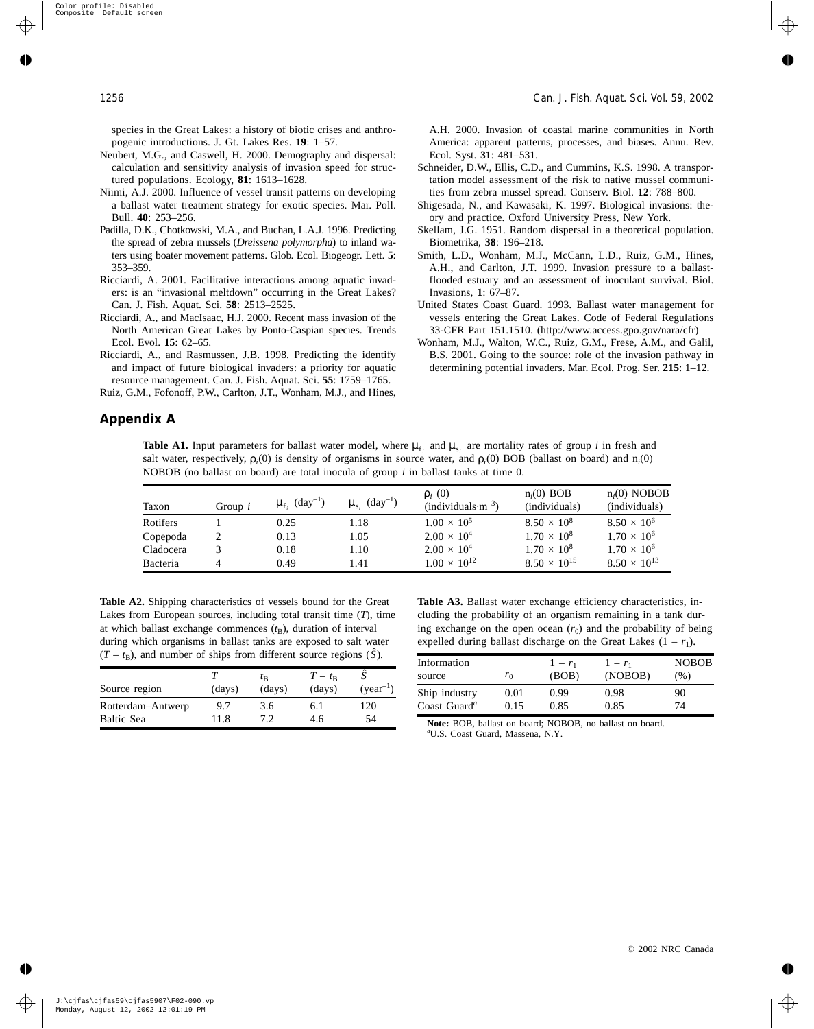species in the Great Lakes: a history of biotic crises and anthropogenic introductions. J. Gt. Lakes Res. **19**: 1–57.

Neubert, M.G., and Caswell, H. 2000. Demography and dispersal: calculation and sensitivity analysis of invasion speed for structured populations. Ecology, **81**: 1613–1628.

Niimi, A.J. 2000. Influence of vessel transit patterns on developing a ballast water treatment strategy for exotic species. Mar. Poll. Bull. **40**: 253–256.

Padilla, D.K., Chotkowski, M.A., and Buchan, L.A.J. 1996. Predicting the spread of zebra mussels (*Dreissena polymorpha*) to inland waters using boater movement patterns. Glob. Ecol. Biogeogr. Lett. **5**: 353–359.

Ricciardi, A. 2001. Facilitative interactions among aquatic invaders: is an "invasional meltdown" occurring in the Great Lakes? Can. J. Fish. Aquat. Sci. **58**: 2513–2525.

Ricciardi, A., and MacIsaac, H.J. 2000. Recent mass invasion of the North American Great Lakes by Ponto-Caspian species. Trends Ecol. Evol. **15**: 62–65.

Ricciardi, A., and Rasmussen, J.B. 1998. Predicting the identify and impact of future biological invaders: a priority for aquatic resource management. Can. J. Fish. Aquat. Sci. **55**: 1759–1765.

Ruiz, G.M., Fofonoff, P.W., Carlton, J.T., Wonham, M.J., and Hines, A.H. 2000. Invasion of coastal marine communities in North America: apparent patterns, processes, and biases. Annu. Rev. Ecol. Syst. **31**: 481–531.

Schneider, D.W., Ellis, C.D., and Cummins, K.S. 1998. A transportation model assessment of the risk to native mussel communities from zebra mussel spread. Conserv. Biol. **12**: 788–800.

Shigesada, N., and Kawasaki, K. 1997. Biological invasions: theory and practice. Oxford University Press, New York.

Skellam, J.G. 1951. Random dispersal in a theoretical population. Biometrika, **38**: 196–218.

Smith, L.D., Wonham, M.J., McCann, L.D., Ruiz, G.M., Hines, A.H., and Carlton, J.T. 1999. Invasion pressure to a ballast-flooded estuary and an assessment of inoculant survival. Biol. Invasions, **1**: 67–87.

United States Coast Guard. 1993. Ballast water management for vessels entering the Great Lakes. Code of Federal Regulations 33-CFR Part 151.1510. (http://www.access.gpo.gov/nara/cfr)

Wonham, M.J., Walton, W.C., Ruiz, G.M., Frese, A.M., and Galil, B.S. 2001. Going to the source: role of the invasion pathway in determining potential invaders. Mar. Ecol. Prog. Ser. **215**: 1–12.

## Appendix A

**Table A1.** Input parameters for ballast water model, where $\mu_{f_i}$ and $\mu_{s_i}$ are mortality rates of group *i* in fresh and salt water, respectively, $\rho_i(0)$ is density of organisms in source water, and $\rho_i(0)$ BOB (ballast on board) and $n_i(0)$ NOBOB (no ballast on board) are total inocula of group *i* in ballast tanks at time 0.

| Taxon | Group *i* | $\mu_{f_i}$ (day$^{-1}$) | $\mu_{s_i}$ (day$^{-1}$) | $\rho_i$ (0) (individuals·m$^{-3}$) | $n_i(0)$ BOB (individuals) | $n_i(0)$ NOBOB (individuals) |
|---|---|---|---|---|---|---|
| Rotifers | 1 | 0.25 | 1.18 | $1.00 \times 10^5$ | $8.50 \times 10^8$ | $8.50 \times 10^6$ |
| Copepoda | 2 | 0.13 | 1.05 | $2.00 \times 10^4$ | $1.70 \times 10^8$ | $1.70 \times 10^6$ |
| Cladocera | 3 | 0.18 | 1.10 | $2.00 \times 10^4$ | $1.70 \times 10^8$ | $1.70 \times 10^6$ |
| Bacteria | 4 | 0.49 | 1.41 | $1.00 \times 10^{12}$ | $8.50 \times 10^{15}$ | $8.50 \times 10^{13}$ |

**Table A2.** Shipping characteristics of vessels bound for the Great Lakes from European sources, including total transit time ($T$), time at which ballast exchange commences ($t_B$), duration of interval during which organisms in ballast tanks are exposed to salt water ($T - t_B$), and number of ships from different source regions ($\hat{S}$).

| Source region | $T$ (days) | $t_B$ (days) | $T - t_B$ (days) | $\hat{S}$ (year$^{-1}$) |
|---|---|---|---|---|
| Rotterdam–Antwerp | 9.7 | 3.6 | 6.1 | 120 |
| Baltic Sea | 11.8 | 7.2 | 4.6 | 54 |

**Table A3.** Ballast water exchange efficiency characteristics, including the probability of an organism remaining in a tank during exchange on the open ocean ($r_0$) and the probability of being expelled during ballast discharge on the Great Lakes ($1 - r_1$).

| Information source | $r_0$ | $1 - r_1$ (BOB) | $1 - r_1$ (NOBOB) | NOBOB (%) |
|---|---|---|---|---|
| Ship industry | 0.01 | 0.99 | 0.98 | 90 |
| Coast Guard[a] | 0.15 | 0.85 | 0.85 | 74 |

**Note:** BOB, ballast on board; NOBOB, no ballast on board.
[a]U.S. Coast Guard, Massena, N.Y.